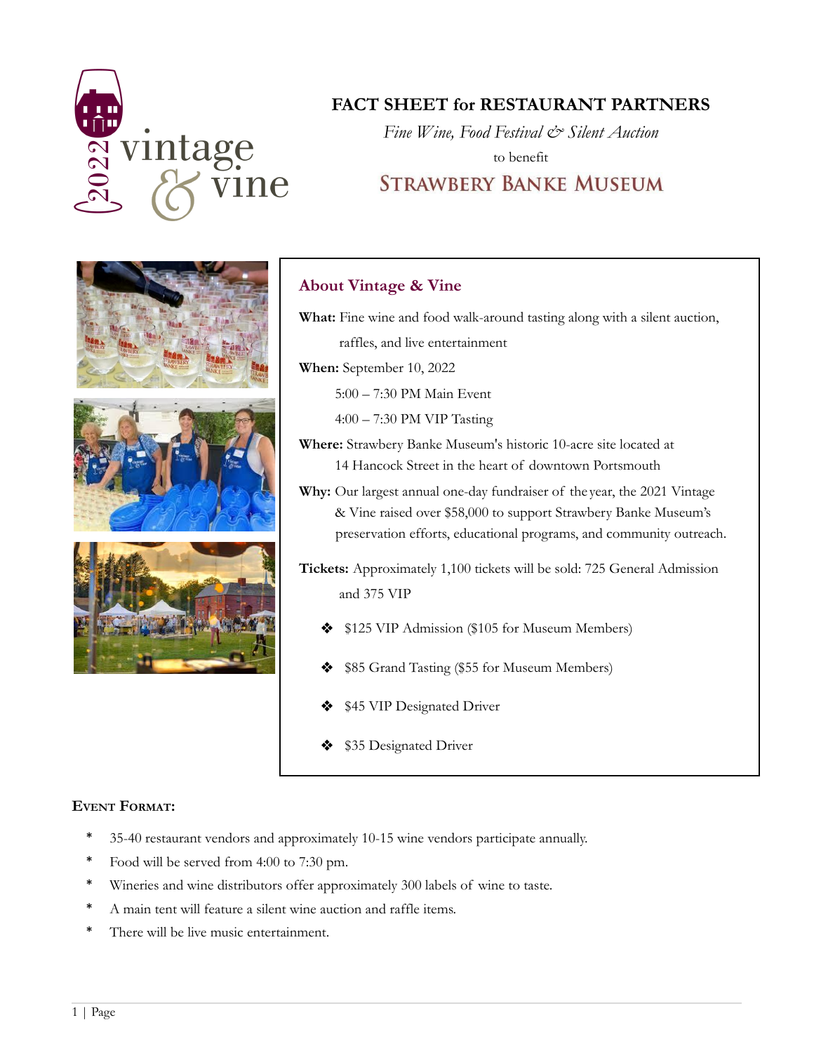# FACT SHEET for RESTAURANT PARTNERS

*Fine Wine, Food Festival & Silent Auction*

to benefit

## STRAWBERY BANKE MUSEUM

### About Vintage & Vine

**What:** Fine wine and food walk-around tasting along with a silent auction, raffles, and live entertainment

**When:** September 10, 2022

5:00 – 7:30 PM Main Event

4:00 – 7:30 PM VIP Tasting

**Where:** Strawbery Banke Museum's historic 10-acre site located at 14 Hancock Street in the heart of downtown Portsmouth

**Why:** Our largest annual one-day fundraiser of the year, the 2021 Vintage & Vine raised over $58,000 to support Strawbery Banke Museum's preservation efforts, educational programs, and community outreach.

**Tickets:** Approximately 1,100 tickets will be sold: 725 General Admission and 375 VIP

- $125 VIP Admission ($105 for Museum Members)
- $85 Grand Tasting ($55 for Museum Members)
- $45 VIP Designated Driver
- $35 Designated Driver

### Event Format:

- 35-40 restaurant vendors and approximately 10-15 wine vendors participate annually.
- Food will be served from 4:00 to 7:30 pm.
- Wineries and wine distributors offer approximately 300 labels of wine to taste.
- A main tent will feature a silent wine auction and raffle items.
- There will be live music entertainment.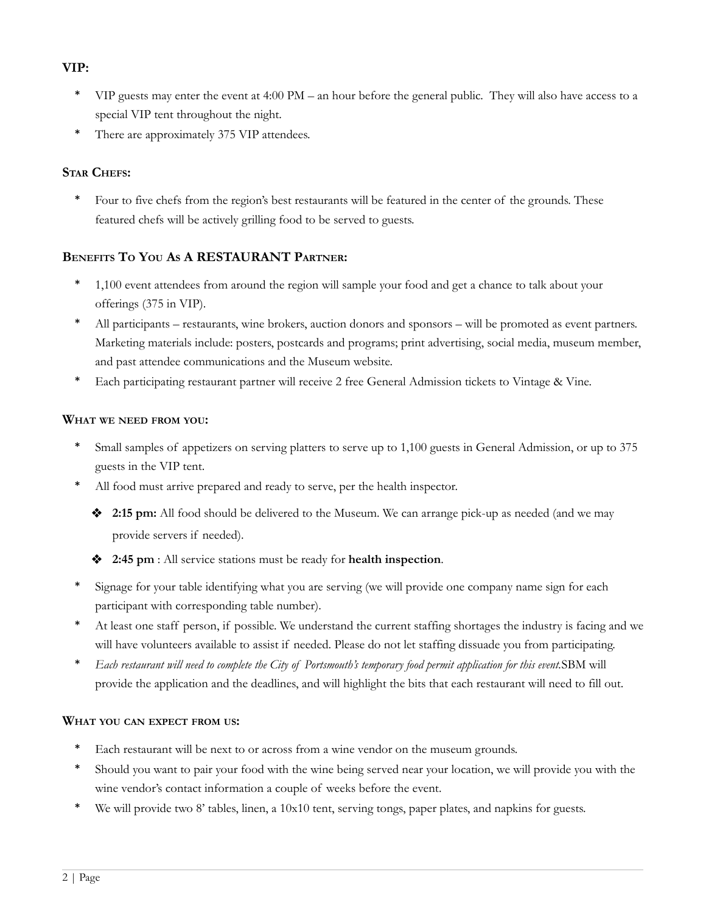**VIP:**

* VIP guests may enter the event at 4:00 PM – an hour before the general public. They will also have access to a special VIP tent throughout the night.
* There are approximately 375 VIP attendees.

**Star Chefs:**

* Four to five chefs from the region's best restaurants will be featured in the center of the grounds. These featured chefs will be actively grilling food to be served to guests.

**Benefits To You As A RESTAURANT Partner:**

* 1,100 event attendees from around the region will sample your food and get a chance to talk about your offerings (375 in VIP).
* All participants – restaurants, wine brokers, auction donors and sponsors – will be promoted as event partners. Marketing materials include: posters, postcards and programs; print advertising, social media, museum member, and past attendee communications and the Museum website.
* Each participating restaurant partner will receive 2 free General Admission tickets to Vintage & Vine.

**What we need from you:**

* Small samples of appetizers on serving platters to serve up to 1,100 guests in General Admission, or up to 375 guests in the VIP tent.
* All food must arrive prepared and ready to serve, per the health inspector.
    - **2:15 pm:** All food should be delivered to the Museum. We can arrange pick-up as needed (and we may provide servers if needed).
    - **2:45 pm** : All service stations must be ready for **health inspection**.
* Signage for your table identifying what you are serving (we will provide one company name sign for each participant with corresponding table number).
* At least one staff person, if possible. We understand the current staffing shortages the industry is facing and we will have volunteers available to assist if needed. Please do not let staffing dissuade you from participating.
* *Each restaurant will need to complete the City of Portsmouth's temporary food permit application for this event.*SBM will provide the application and the deadlines, and will highlight the bits that each restaurant will need to fill out.

**What you can expect from us:**

* Each restaurant will be next to or across from a wine vendor on the museum grounds.
* Should you want to pair your food with the wine being served near your location, we will provide you with the wine vendor's contact information a couple of weeks before the event.
* We will provide two 8' tables, linen, a 10x10 tent, serving tongs, paper plates, and napkins for guests.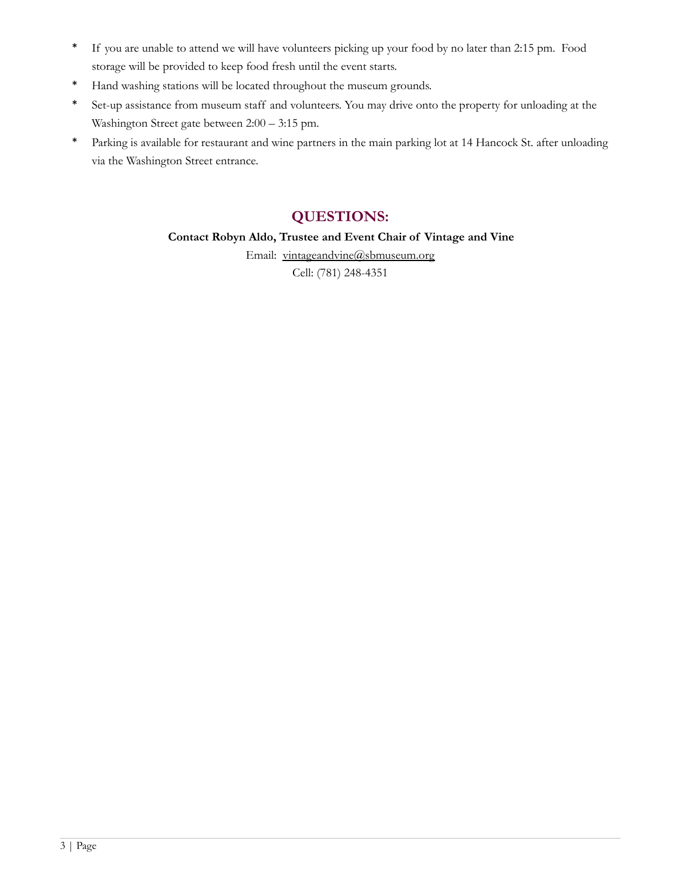* If you are unable to attend we will have volunteers picking up your food by no later than 2:15 pm. Food storage will be provided to keep food fresh until the event starts.
* Hand washing stations will be located throughout the museum grounds.
* Set-up assistance from museum staff and volunteers. You may drive onto the property for unloading at the Washington Street gate between 2:00 – 3:15 pm.
* Parking is available for restaurant and wine partners in the main parking lot at 14 Hancock St. after unloading via the Washington Street entrance.

## QUESTIONS:

**Contact Robyn Aldo, Trustee and Event Chair of Vintage and Vine**

Email: vintageandvine@sbmuseum.org

Cell: (781) 248-4351